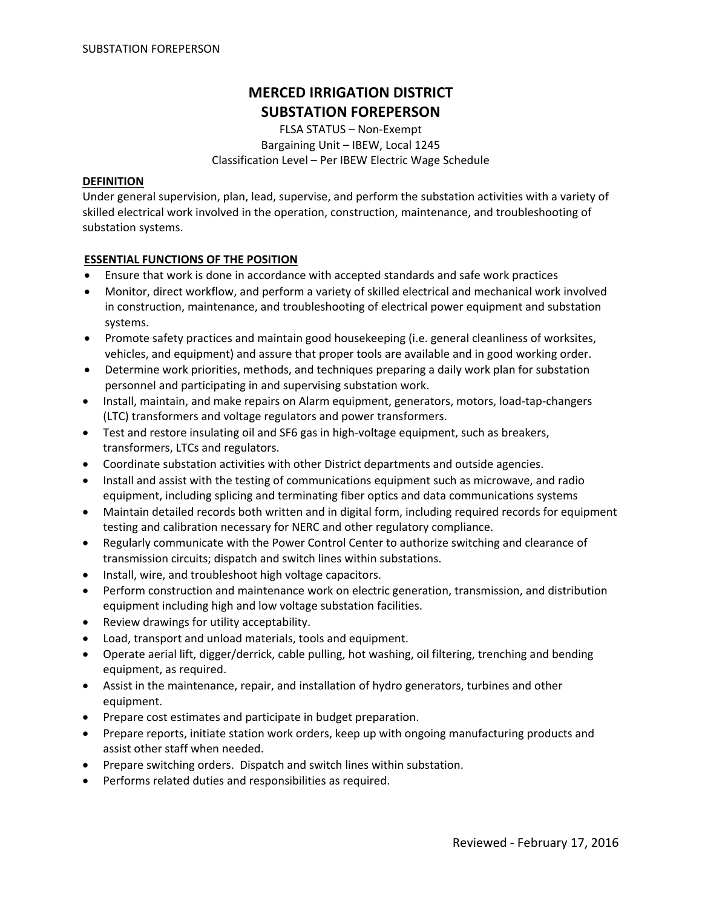# MERCED IRRIGATION DISTRICT
# SUBSTATION FOREPERSON

FLSA STATUS – Non-Exempt
Bargaining Unit – IBEW, Local 1245
Classification Level – Per IBEW Electric Wage Schedule

## DEFINITION

Under general supervision, plan, lead, supervise, and perform the substation activities with a variety of skilled electrical work involved in the operation, construction, maintenance, and troubleshooting of substation systems.

## ESSENTIAL FUNCTIONS OF THE POSITION

- Ensure that work is done in accordance with accepted standards and safe work practices
- Monitor, direct workflow, and perform a variety of skilled electrical and mechanical work involved in construction, maintenance, and troubleshooting of electrical power equipment and substation systems.
- Promote safety practices and maintain good housekeeping (i.e. general cleanliness of worksites, vehicles, and equipment) and assure that proper tools are available and in good working order.
- Determine work priorities, methods, and techniques preparing a daily work plan for substation personnel and participating in and supervising substation work.
- Install, maintain, and make repairs on Alarm equipment, generators, motors, load-tap-changers (LTC) transformers and voltage regulators and power transformers.
- Test and restore insulating oil and SF6 gas in high-voltage equipment, such as breakers, transformers, LTCs and regulators.
- Coordinate substation activities with other District departments and outside agencies.
- Install and assist with the testing of communications equipment such as microwave, and radio equipment, including splicing and terminating fiber optics and data communications systems
- Maintain detailed records both written and in digital form, including required records for equipment testing and calibration necessary for NERC and other regulatory compliance.
- Regularly communicate with the Power Control Center to authorize switching and clearance of transmission circuits; dispatch and switch lines within substations.
- Install, wire, and troubleshoot high voltage capacitors.
- Perform construction and maintenance work on electric generation, transmission, and distribution equipment including high and low voltage substation facilities.
- Review drawings for utility acceptability.
- Load, transport and unload materials, tools and equipment.
- Operate aerial lift, digger/derrick, cable pulling, hot washing, oil filtering, trenching and bending equipment, as required.
- Assist in the maintenance, repair, and installation of hydro generators, turbines and other equipment.
- Prepare cost estimates and participate in budget preparation.
- Prepare reports, initiate station work orders, keep up with ongoing manufacturing products and assist other staff when needed.
- Prepare switching orders. Dispatch and switch lines within substation.
- Performs related duties and responsibilities as required.

Reviewed - February 17, 2016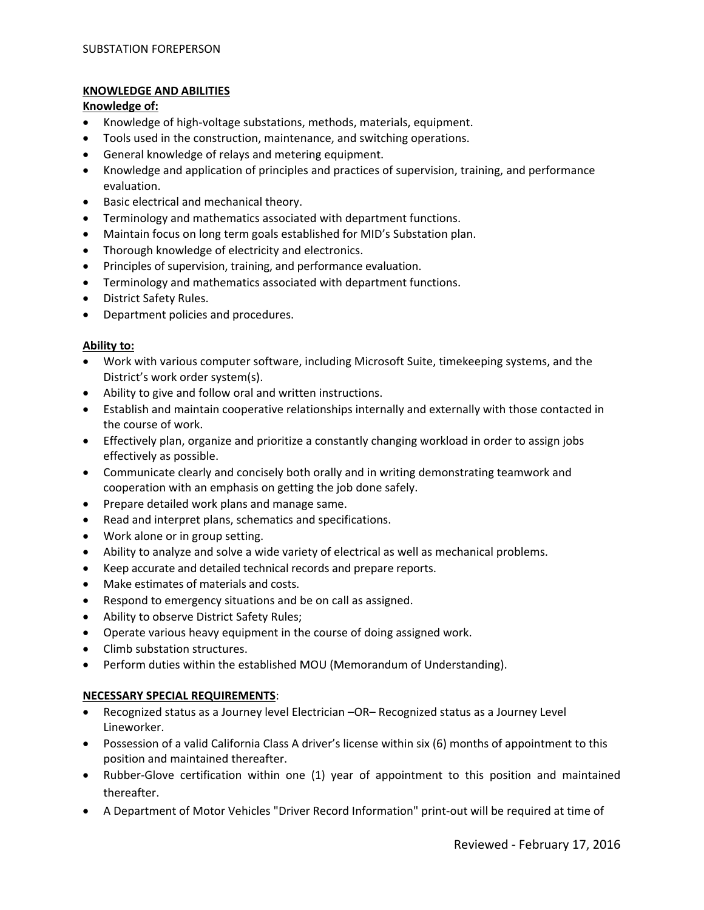## KNOWLEDGE AND ABILITIES

**Knowledge of:**

- Knowledge of high-voltage substations, methods, materials, equipment.
- Tools used in the construction, maintenance, and switching operations.
- General knowledge of relays and metering equipment.
- Knowledge and application of principles and practices of supervision, training, and performance evaluation.
- Basic electrical and mechanical theory.
- Terminology and mathematics associated with department functions.
- Maintain focus on long term goals established for MID's Substation plan.
- Thorough knowledge of electricity and electronics.
- Principles of supervision, training, and performance evaluation.
- Terminology and mathematics associated with department functions.
- District Safety Rules.
- Department policies and procedures.

**Ability to:**

- Work with various computer software, including Microsoft Suite, timekeeping systems, and the District's work order system(s).
- Ability to give and follow oral and written instructions.
- Establish and maintain cooperative relationships internally and externally with those contacted in the course of work.
- Effectively plan, organize and prioritize a constantly changing workload in order to assign jobs effectively as possible.
- Communicate clearly and concisely both orally and in writing demonstrating teamwork and cooperation with an emphasis on getting the job done safely.
- Prepare detailed work plans and manage same.
- Read and interpret plans, schematics and specifications.
- Work alone or in group setting.
- Ability to analyze and solve a wide variety of electrical as well as mechanical problems.
- Keep accurate and detailed technical records and prepare reports.
- Make estimates of materials and costs.
- Respond to emergency situations and be on call as assigned.
- Ability to observe District Safety Rules;
- Operate various heavy equipment in the course of doing assigned work.
- Climb substation structures.
- Perform duties within the established MOU (Memorandum of Understanding).

## NECESSARY SPECIAL REQUIREMENTS:

- Recognized status as a Journey level Electrician –OR– Recognized status as a Journey Level Lineworker.
- Possession of a valid California Class A driver's license within six (6) months of appointment to this position and maintained thereafter.
- Rubber-Glove certification within one (1) year of appointment to this position and maintained thereafter.
- A Department of Motor Vehicles "Driver Record Information" print-out will be required at time of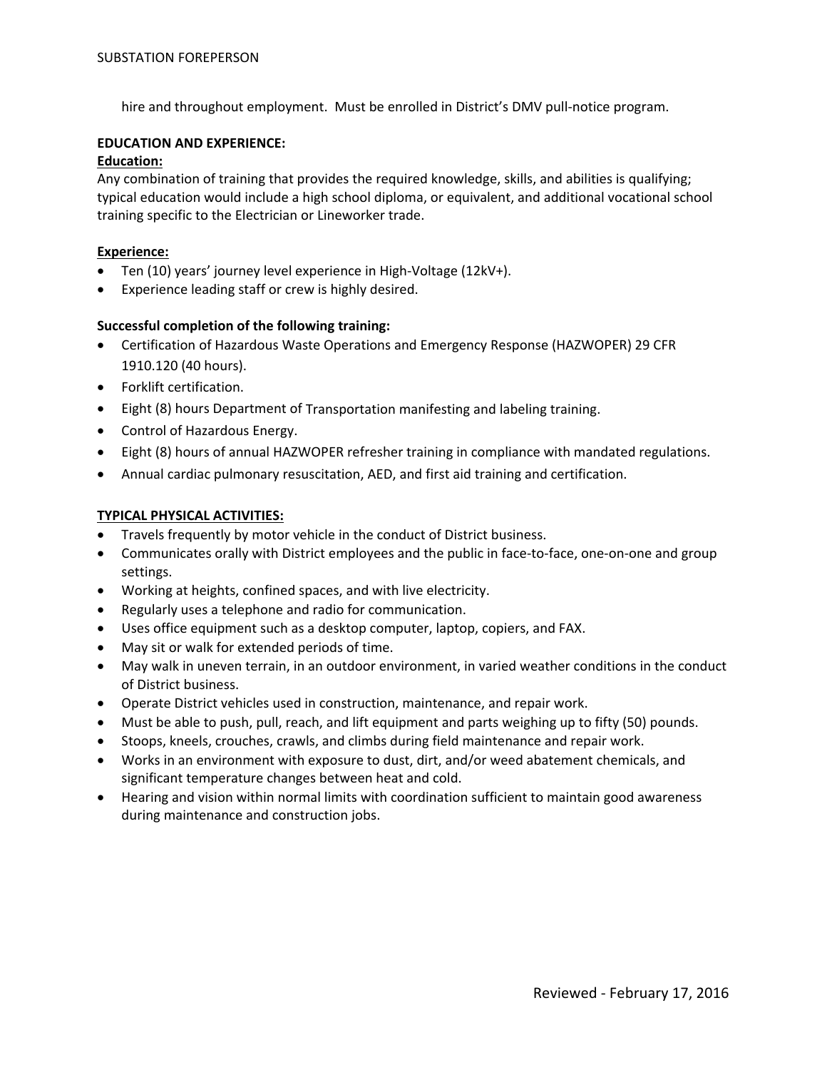hire and throughout employment. Must be enrolled in District's DMV pull-notice program.

**EDUCATION AND EXPERIENCE:**

**Education:**

Any combination of training that provides the required knowledge, skills, and abilities is qualifying; typical education would include a high school diploma, or equivalent, and additional vocational school training specific to the Electrician or Lineworker trade.

**Experience:**

- Ten (10) years' journey level experience in High-Voltage (12kV+).
- Experience leading staff or crew is highly desired.

**Successful completion of the following training:**

- Certification of Hazardous Waste Operations and Emergency Response (HAZWOPER) 29 CFR 1910.120 (40 hours).
- Forklift certification.
- Eight (8) hours Department of Transportation manifesting and labeling training.
- Control of Hazardous Energy.
- Eight (8) hours of annual HAZWOPER refresher training in compliance with mandated regulations.
- Annual cardiac pulmonary resuscitation, AED, and first aid training and certification.

**TYPICAL PHYSICAL ACTIVITIES:**

- Travels frequently by motor vehicle in the conduct of District business.
- Communicates orally with District employees and the public in face-to-face, one-on-one and group settings.
- Working at heights, confined spaces, and with live electricity.
- Regularly uses a telephone and radio for communication.
- Uses office equipment such as a desktop computer, laptop, copiers, and FAX.
- May sit or walk for extended periods of time.
- May walk in uneven terrain, in an outdoor environment, in varied weather conditions in the conduct of District business.
- Operate District vehicles used in construction, maintenance, and repair work.
- Must be able to push, pull, reach, and lift equipment and parts weighing up to fifty (50) pounds.
- Stoops, kneels, crouches, crawls, and climbs during field maintenance and repair work.
- Works in an environment with exposure to dust, dirt, and/or weed abatement chemicals, and significant temperature changes between heat and cold.
- Hearing and vision within normal limits with coordination sufficient to maintain good awareness during maintenance and construction jobs.

Reviewed - February 17, 2016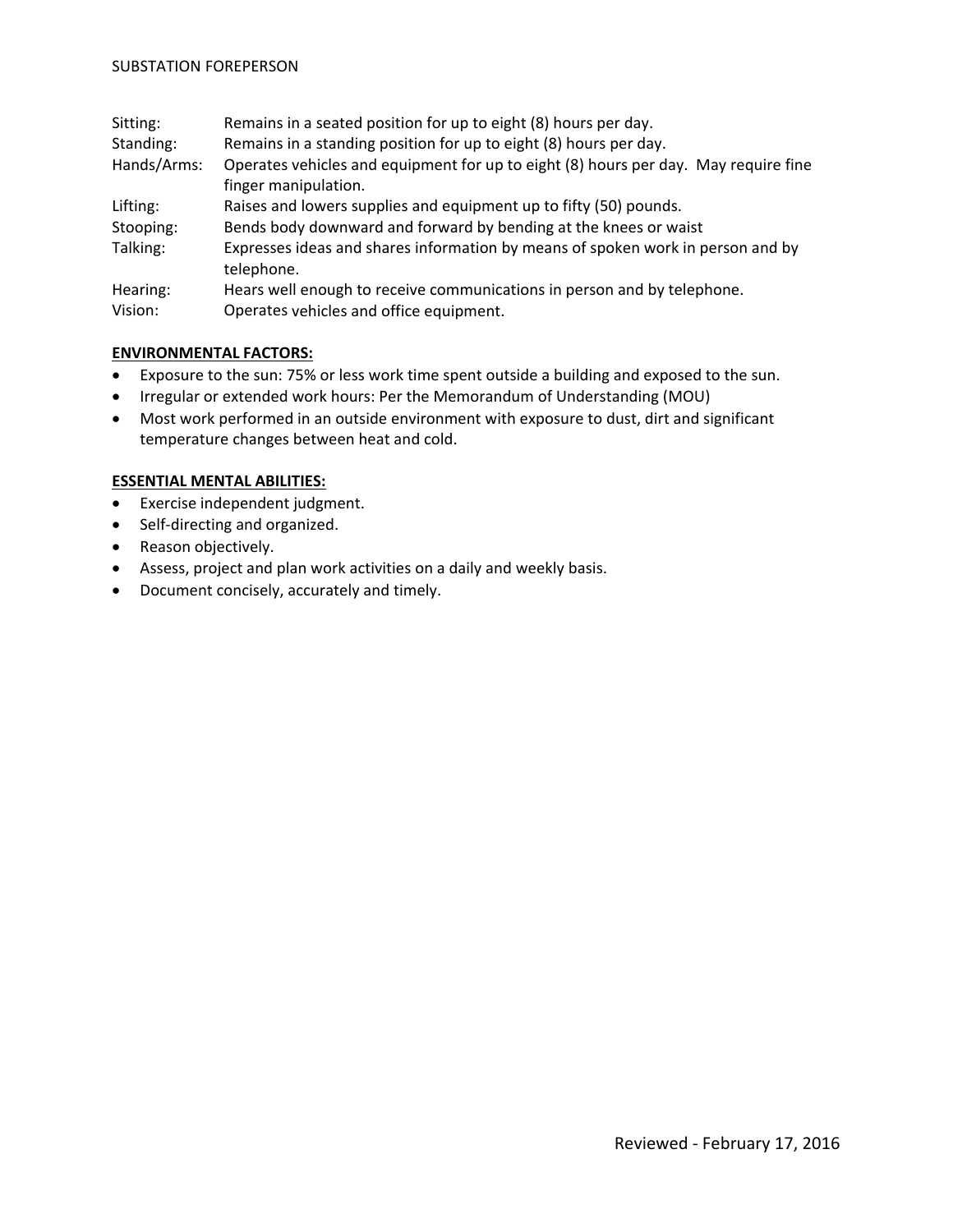| | |
|---|---|
| Sitting: | Remains in a seated position for up to eight (8) hours per day. |
| Standing: | Remains in a standing position for up to eight (8) hours per day. |
| Hands/Arms: | Operates vehicles and equipment for up to eight (8) hours per day. May require fine finger manipulation. |
| Lifting: | Raises and lowers supplies and equipment up to fifty (50) pounds. |
| Stooping: | Bends body downward and forward by bending at the knees or waist |
| Talking: | Expresses ideas and shares information by means of spoken work in person and by telephone. |
| Hearing: | Hears well enough to receive communications in person and by telephone. |
| Vision: | Operates vehicles and office equipment. |

**ENVIRONMENTAL FACTORS:**

- Exposure to the sun: 75% or less work time spent outside a building and exposed to the sun.
- Irregular or extended work hours: Per the Memorandum of Understanding (MOU)
- Most work performed in an outside environment with exposure to dust, dirt and significant temperature changes between heat and cold.

**ESSENTIAL MENTAL ABILITIES:**

- Exercise independent judgment.
- Self-directing and organized.
- Reason objectively.
- Assess, project and plan work activities on a daily and weekly basis.
- Document concisely, accurately and timely.

Reviewed - February 17, 2016